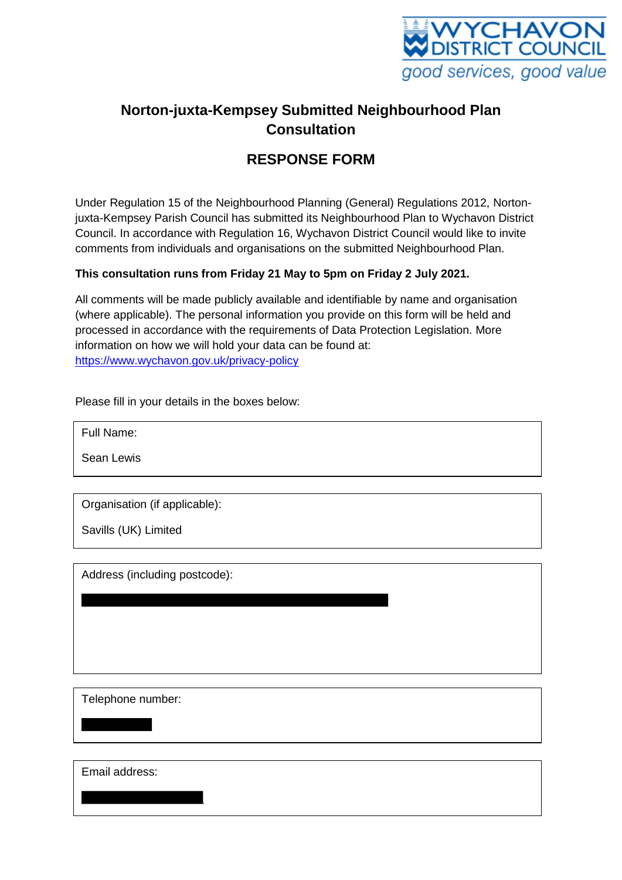WYCHAVON DISTRICT COUNCIL
*good services, good value*

# Norton-juxta-Kempsey Submitted Neighbourhood Plan Consultation

## RESPONSE FORM

Under Regulation 15 of the Neighbourhood Planning (General) Regulations 2012, Norton-juxta-Kempsey Parish Council has submitted its Neighbourhood Plan to Wychavon District Council. In accordance with Regulation 16, Wychavon District Council would like to invite comments from individuals and organisations on the submitted Neighbourhood Plan.

**This consultation runs from Friday 21 May to 5pm on Friday 2 July 2021.**

All comments will be made publicly available and identifiable by name and organisation (where applicable). The personal information you provide on this form will be held and processed in accordance with the requirements of Data Protection Legislation. More information on how we will hold your data can be found at: https://www.wychavon.gov.uk/privacy-policy

Please fill in your details in the boxes below:

Full Name:

Sean Lewis

Organisation (if applicable):

Savills (UK) Limited

Address (including postcode):

Telephone number:

Email address: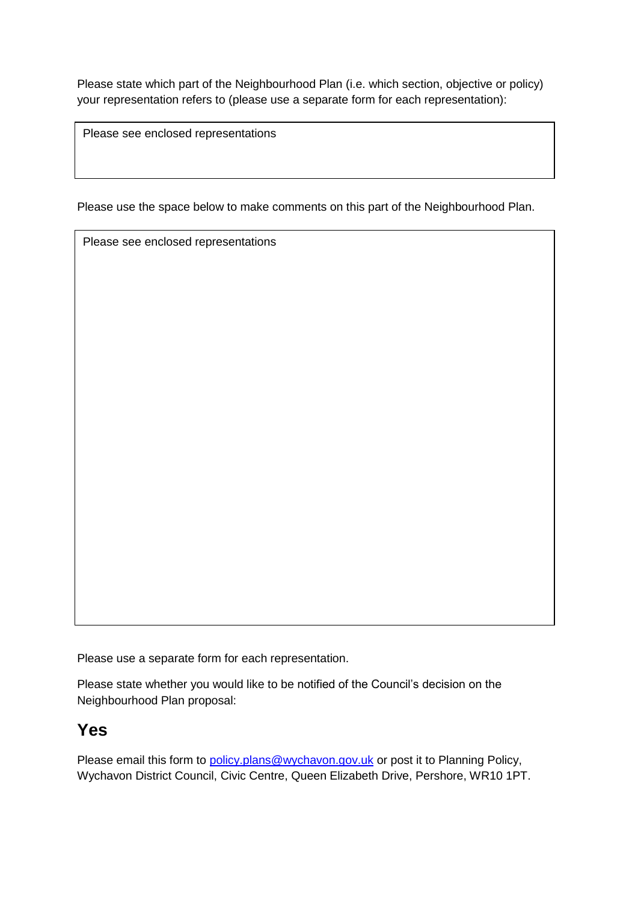Please state which part of the Neighbourhood Plan (i.e. which section, objective or policy) your representation refers to (please use a separate form for each representation):

| Please see enclosed representations |
| --- |

Please use the space below to make comments on this part of the Neighbourhood Plan.

| Please see enclosed representations |
| --- |

Please use a separate form for each representation.

Please state whether you would like to be notified of the Council's decision on the Neighbourhood Plan proposal:

## Yes

Please email this form to [policy.plans@wychavon.gov.uk](mailto:policy.plans@wychavon.gov.uk) or post it to Planning Policy, Wychavon District Council, Civic Centre, Queen Elizabeth Drive, Pershore, WR10 1PT.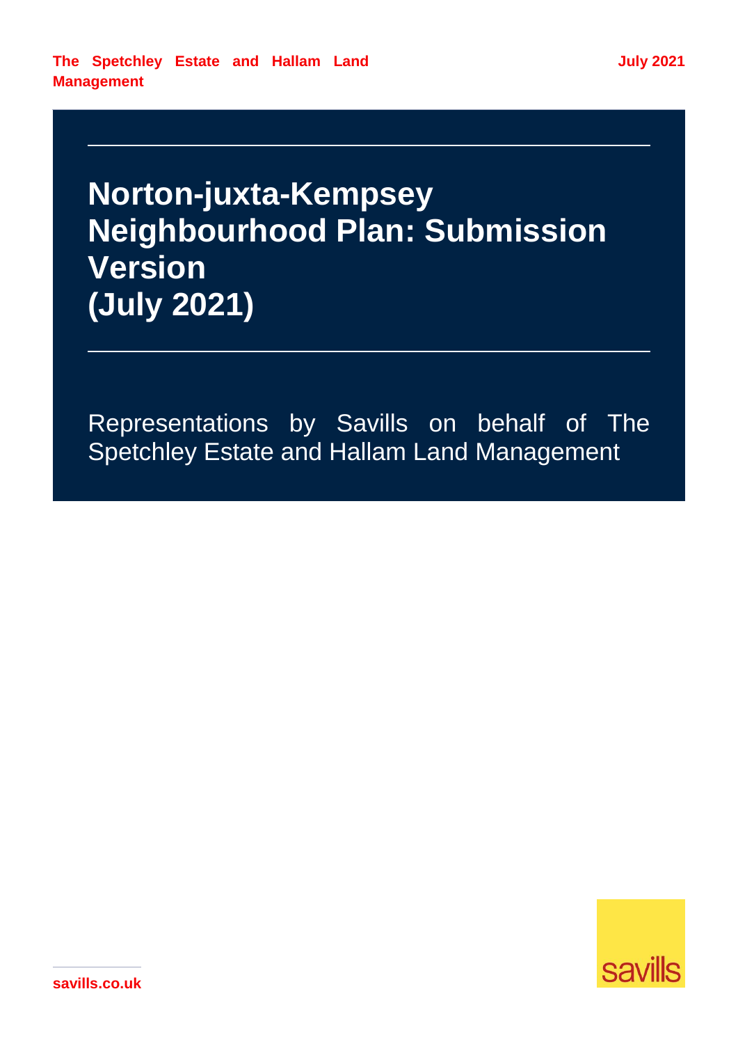**The Spetchley Estate and Hallam Land Management**

**July 2021**

# Norton-juxta-Kempsey Neighbourhood Plan: Submission Version (July 2021)

Representations by Savills on behalf of The Spetchley Estate and Hallam Land Management

savills.co.uk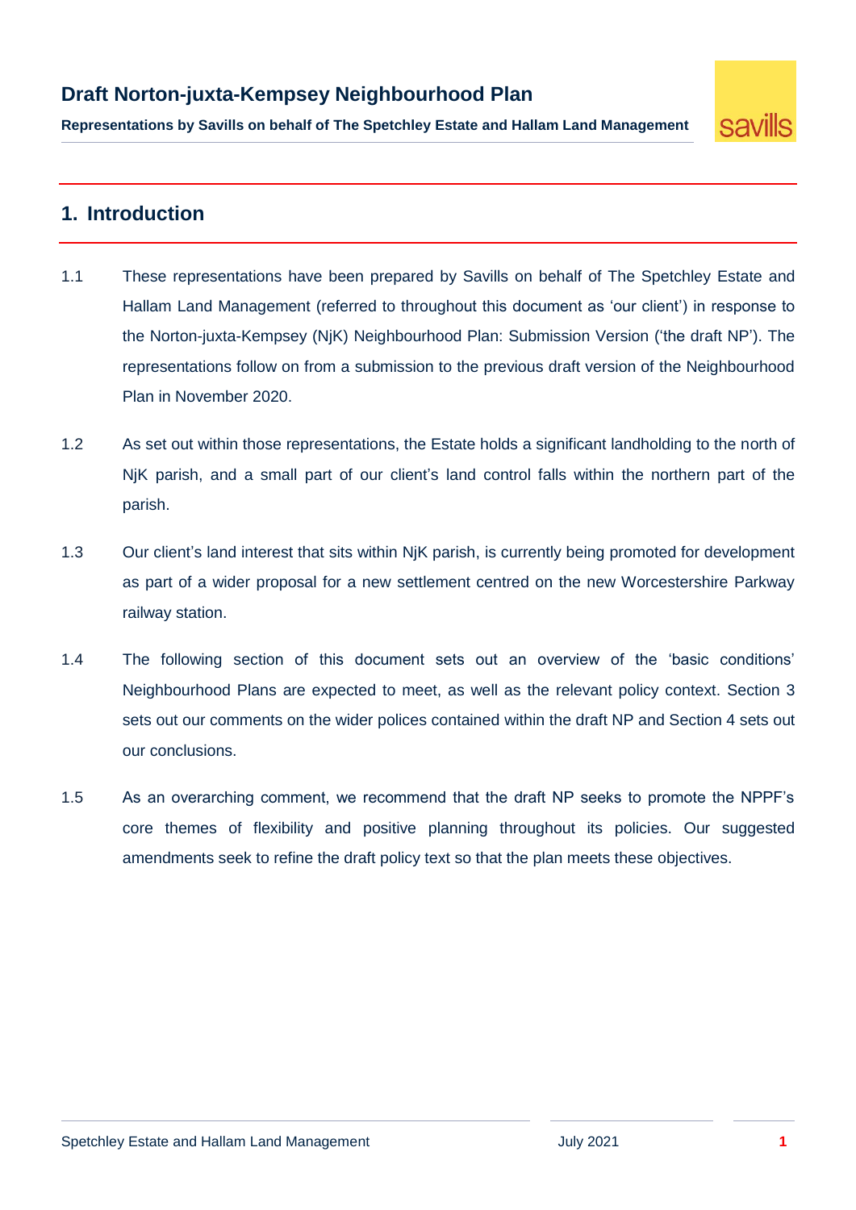## 1. Introduction

1.1 These representations have been prepared by Savills on behalf of The Spetchley Estate and Hallam Land Management (referred to throughout this document as 'our client') in response to the Norton-juxta-Kempsey (NjK) Neighbourhood Plan: Submission Version ('the draft NP'). The representations follow on from a submission to the previous draft version of the Neighbourhood Plan in November 2020.

1.2 As set out within those representations, the Estate holds a significant landholding to the north of NjK parish, and a small part of our client's land control falls within the northern part of the parish.

1.3 Our client's land interest that sits within NjK parish, is currently being promoted for development as part of a wider proposal for a new settlement centred on the new Worcestershire Parkway railway station.

1.4 The following section of this document sets out an overview of the 'basic conditions' Neighbourhood Plans are expected to meet, as well as the relevant policy context. Section 3 sets out our comments on the wider polices contained within the draft NP and Section 4 sets out our conclusions.

1.5 As an overarching comment, we recommend that the draft NP seeks to promote the NPPF's core themes of flexibility and positive planning throughout its policies. Our suggested amendments seek to refine the draft policy text so that the plan meets these objectives.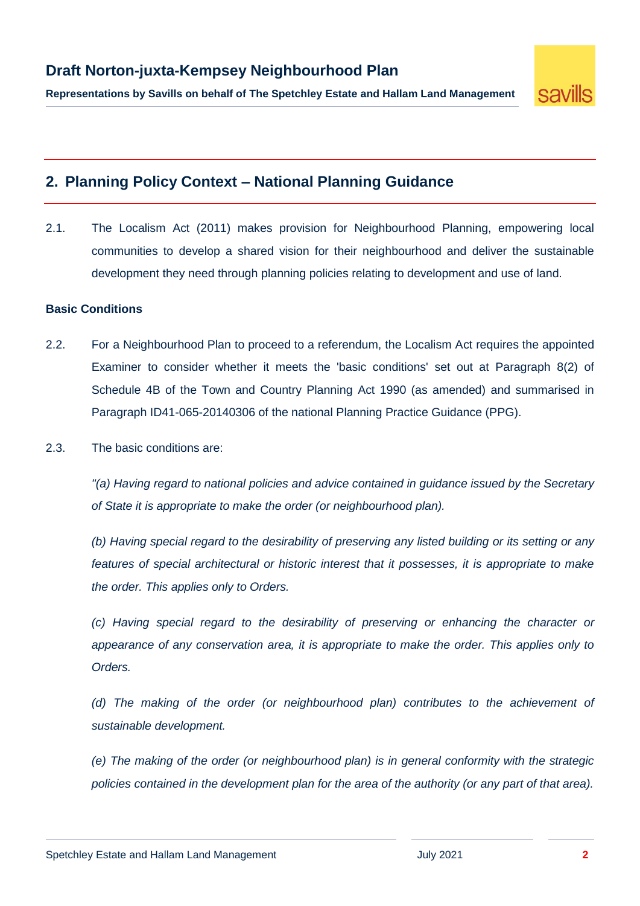## 2. Planning Policy Context – National Planning Guidance

2.1. The Localism Act (2011) makes provision for Neighbourhood Planning, empowering local communities to develop a shared vision for their neighbourhood and deliver the sustainable development they need through planning policies relating to development and use of land.

**Basic Conditions**

2.2. For a Neighbourhood Plan to proceed to a referendum, the Localism Act requires the appointed Examiner to consider whether it meets the 'basic conditions' set out at Paragraph 8(2) of Schedule 4B of the Town and Country Planning Act 1990 (as amended) and summarised in Paragraph ID41-065-20140306 of the national Planning Practice Guidance (PPG).

2.3. The basic conditions are:

*"(a) Having regard to national policies and advice contained in guidance issued by the Secretary of State it is appropriate to make the order (or neighbourhood plan).*

*(b) Having special regard to the desirability of preserving any listed building or its setting or any features of special architectural or historic interest that it possesses, it is appropriate to make the order. This applies only to Orders.*

*(c) Having special regard to the desirability of preserving or enhancing the character or appearance of any conservation area, it is appropriate to make the order. This applies only to Orders.*

*(d) The making of the order (or neighbourhood plan) contributes to the achievement of sustainable development.*

*(e) The making of the order (or neighbourhood plan) is in general conformity with the strategic policies contained in the development plan for the area of the authority (or any part of that area).*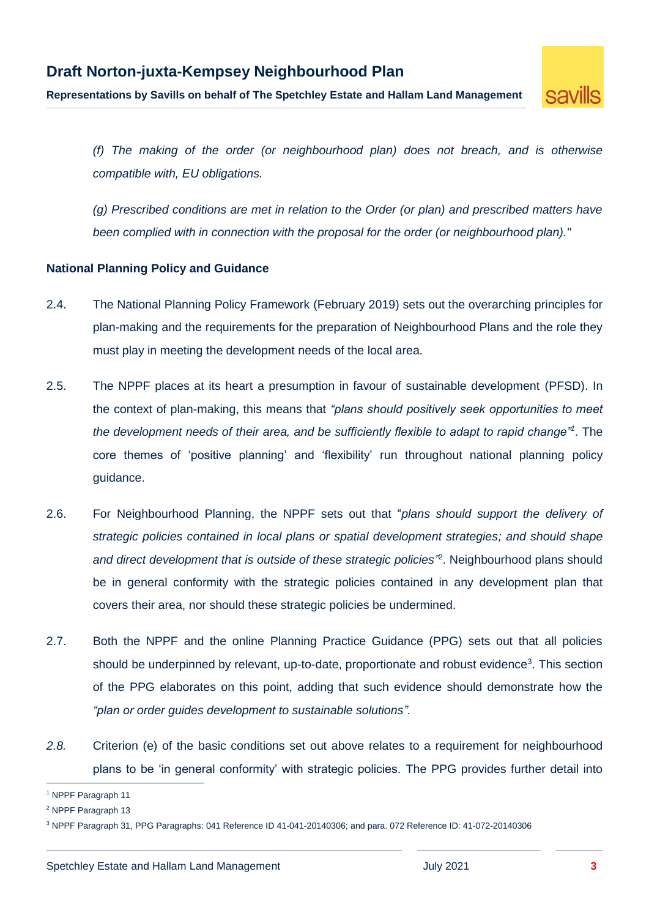*(f) The making of the order (or neighbourhood plan) does not breach, and is otherwise compatible with, EU obligations.*

*(g) Prescribed conditions are met in relation to the Order (or plan) and prescribed matters have been complied with in connection with the proposal for the order (or neighbourhood plan)."*

**National Planning Policy and Guidance**

2.4. The National Planning Policy Framework (February 2019) sets out the overarching principles for plan-making and the requirements for the preparation of Neighbourhood Plans and the role they must play in meeting the development needs of the local area.

2.5. The NPPF places at its heart a presumption in favour of sustainable development (PFSD). In the context of plan-making, this means that *"plans should positively seek opportunities to meet the development needs of their area, and be sufficiently flexible to adapt to rapid change"*[1]. The core themes of 'positive planning' and 'flexibility' run throughout national planning policy guidance.

2.6. For Neighbourhood Planning, the NPPF sets out that "*plans should support the delivery of strategic policies contained in local plans or spatial development strategies; and should shape and direct development that is outside of these strategic policies"*[2]. Neighbourhood plans should be in general conformity with the strategic policies contained in any development plan that covers their area, nor should these strategic policies be undermined.

2.7. Both the NPPF and the online Planning Practice Guidance (PPG) sets out that all policies should be underpinned by relevant, up-to-date, proportionate and robust evidence[3]. This section of the PPG elaborates on this point, adding that such evidence should demonstrate how the *"plan or order guides development to sustainable solutions".*

*2.8.* Criterion (e) of the basic conditions set out above relates to a requirement for neighbourhood plans to be 'in general conformity' with strategic policies. The PPG provides further detail into

[1] NPPF Paragraph 11

[2] NPPF Paragraph 13

[3] NPPF Paragraph 31, PPG Paragraphs: 041 Reference ID 41-041-20140306; and para. 072 Reference ID: 41-072-20140306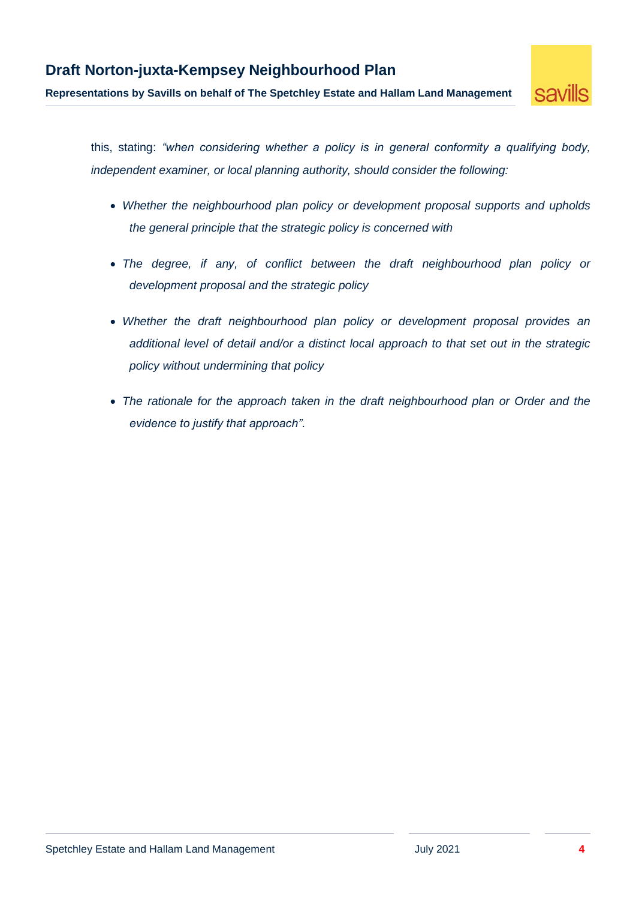this, stating: *"when considering whether a policy is in general conformity a qualifying body, independent examiner, or local planning authority, should consider the following:*

- *Whether the neighbourhood plan policy or development proposal supports and upholds the general principle that the strategic policy is concerned with*
- *The degree, if any, of conflict between the draft neighbourhood plan policy or development proposal and the strategic policy*
- *Whether the draft neighbourhood plan policy or development proposal provides an additional level of detail and/or a distinct local approach to that set out in the strategic policy without undermining that policy*
- *The rationale for the approach taken in the draft neighbourhood plan or Order and the evidence to justify that approach"*.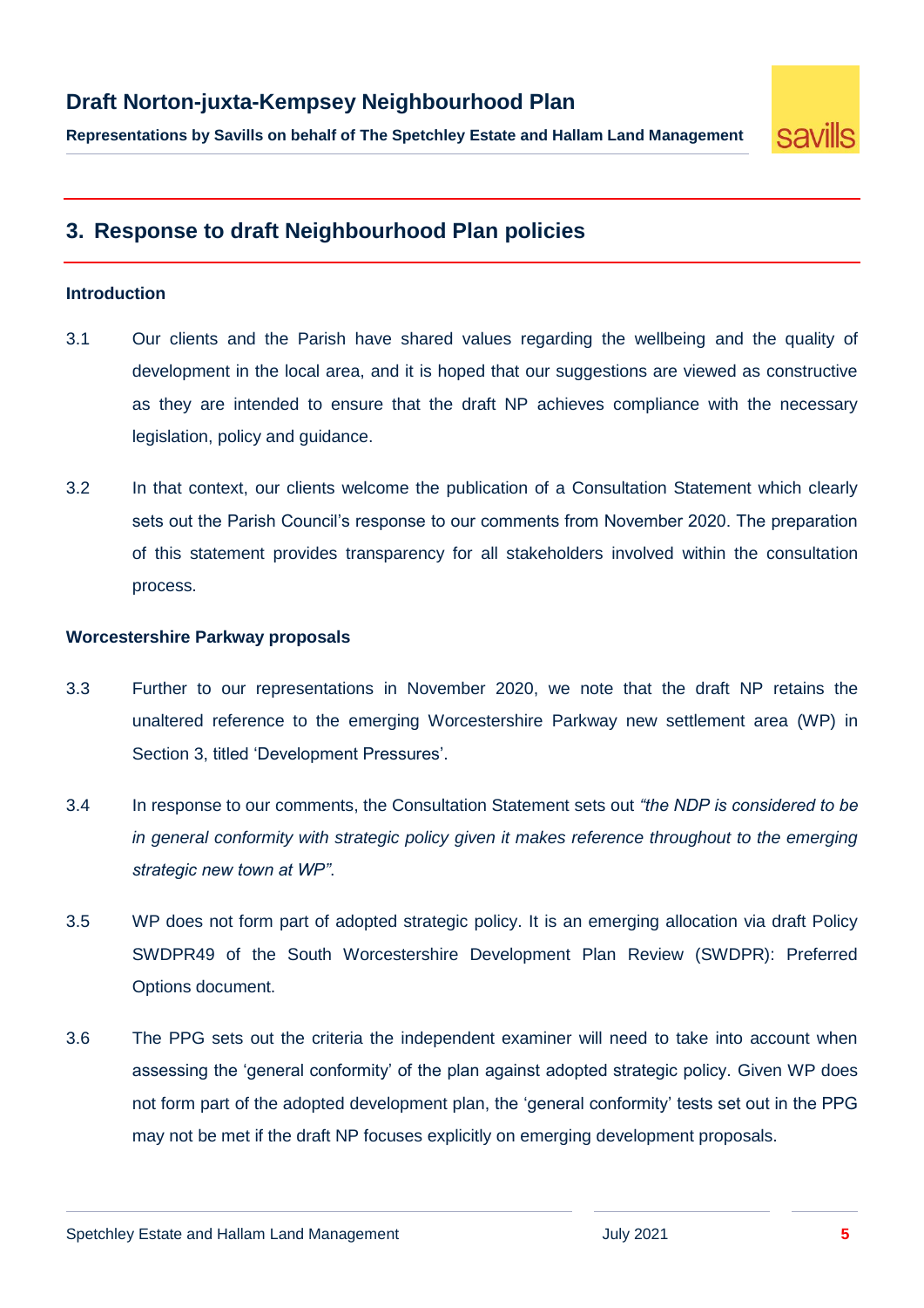## 3. Response to draft Neighbourhood Plan policies

### Introduction

3.1 Our clients and the Parish have shared values regarding the wellbeing and the quality of development in the local area, and it is hoped that our suggestions are viewed as constructive as they are intended to ensure that the draft NP achieves compliance with the necessary legislation, policy and guidance.

3.2 In that context, our clients welcome the publication of a Consultation Statement which clearly sets out the Parish Council's response to our comments from November 2020. The preparation of this statement provides transparency for all stakeholders involved within the consultation process.

### Worcestershire Parkway proposals

3.3 Further to our representations in November 2020, we note that the draft NP retains the unaltered reference to the emerging Worcestershire Parkway new settlement area (WP) in Section 3, titled 'Development Pressures'.

3.4 In response to our comments, the Consultation Statement sets out *"the NDP is considered to be in general conformity with strategic policy given it makes reference throughout to the emerging strategic new town at WP"*.

3.5 WP does not form part of adopted strategic policy. It is an emerging allocation via draft Policy SWDPR49 of the South Worcestershire Development Plan Review (SWDPR): Preferred Options document.

3.6 The PPG sets out the criteria the independent examiner will need to take into account when assessing the 'general conformity' of the plan against adopted strategic policy. Given WP does not form part of the adopted development plan, the 'general conformity' tests set out in the PPG may not be met if the draft NP focuses explicitly on emerging development proposals.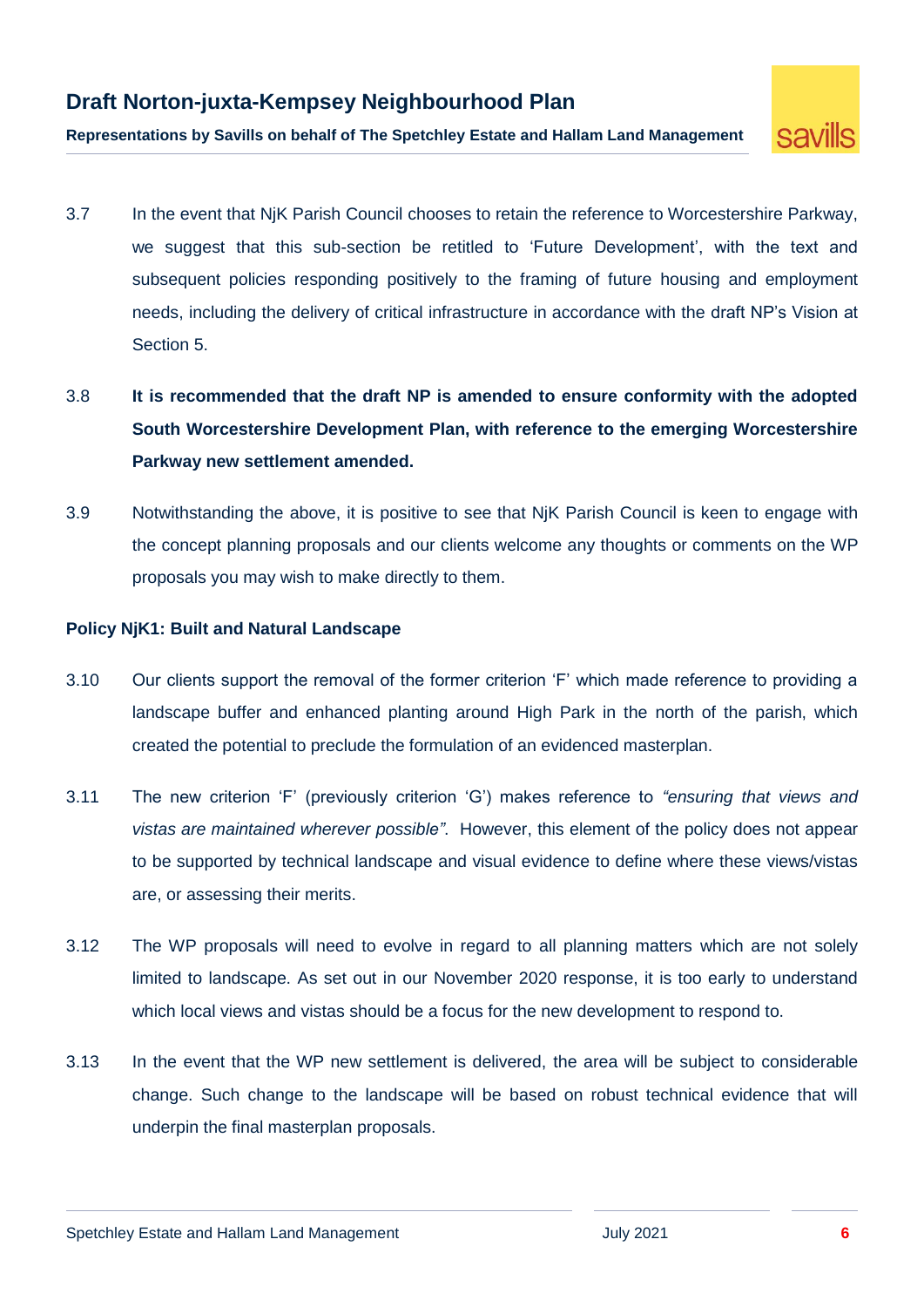3.7 In the event that NjK Parish Council chooses to retain the reference to Worcestershire Parkway, we suggest that this sub-section be retitled to 'Future Development', with the text and subsequent policies responding positively to the framing of future housing and employment needs, including the delivery of critical infrastructure in accordance with the draft NP's Vision at Section 5.

3.8 **It is recommended that the draft NP is amended to ensure conformity with the adopted South Worcestershire Development Plan, with reference to the emerging Worcestershire Parkway new settlement amended.**

3.9 Notwithstanding the above, it is positive to see that NjK Parish Council is keen to engage with the concept planning proposals and our clients welcome any thoughts or comments on the WP proposals you may wish to make directly to them.

**Policy NjK1: Built and Natural Landscape**

3.10 Our clients support the removal of the former criterion 'F' which made reference to providing a landscape buffer and enhanced planting around High Park in the north of the parish, which created the potential to preclude the formulation of an evidenced masterplan.

3.11 The new criterion 'F' (previously criterion 'G') makes reference to *"ensuring that views and vistas are maintained wherever possible"*. However, this element of the policy does not appear to be supported by technical landscape and visual evidence to define where these views/vistas are, or assessing their merits.

3.12 The WP proposals will need to evolve in regard to all planning matters which are not solely limited to landscape. As set out in our November 2020 response, it is too early to understand which local views and vistas should be a focus for the new development to respond to.

3.13 In the event that the WP new settlement is delivered, the area will be subject to considerable change. Such change to the landscape will be based on robust technical evidence that will underpin the final masterplan proposals.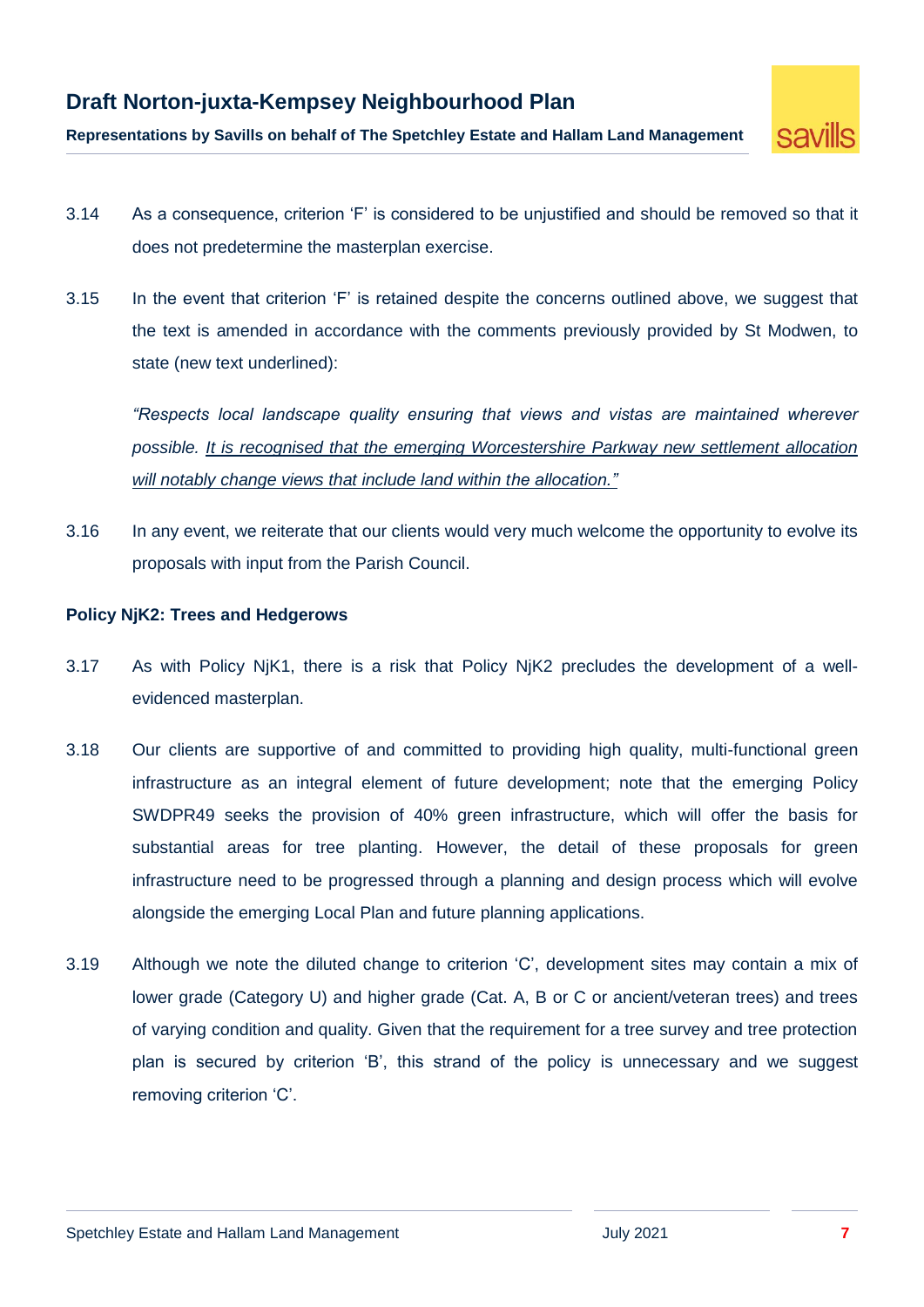3.14 As a consequence, criterion ‘F’ is considered to be unjustified and should be removed so that it does not predetermine the masterplan exercise.

3.15 In the event that criterion ‘F’ is retained despite the concerns outlined above, we suggest that the text is amended in accordance with the comments previously provided by St Modwen, to state (new text underlined):

> *“Respects local landscape quality ensuring that views and vistas are maintained wherever possible. <u>It is recognised that the emerging Worcestershire Parkway new settlement allocation will notably change views that include land within the allocation.”</u>*

3.16 In any event, we reiterate that our clients would very much welcome the opportunity to evolve its proposals with input from the Parish Council.

**Policy NjK2: Trees and Hedgerows**

3.17 As with Policy NjK1, there is a risk that Policy NjK2 precludes the development of a well-evidenced masterplan.

3.18 Our clients are supportive of and committed to providing high quality, multi-functional green infrastructure as an integral element of future development; note that the emerging Policy SWDPR49 seeks the provision of 40% green infrastructure, which will offer the basis for substantial areas for tree planting. However, the detail of these proposals for green infrastructure need to be progressed through a planning and design process which will evolve alongside the emerging Local Plan and future planning applications.

3.19 Although we note the diluted change to criterion ‘C’, development sites may contain a mix of lower grade (Category U) and higher grade (Cat. A, B or C or ancient/veteran trees) and trees of varying condition and quality. Given that the requirement for a tree survey and tree protection plan is secured by criterion ‘B’, this strand of the policy is unnecessary and we suggest removing criterion ‘C’.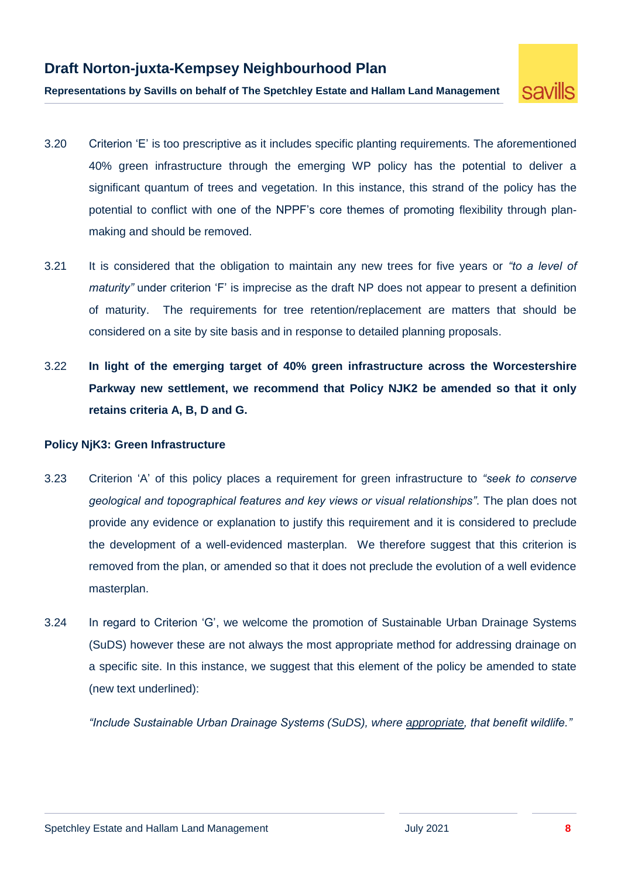3.20 Criterion ‘E’ is too prescriptive as it includes specific planting requirements. The aforementioned 40% green infrastructure through the emerging WP policy has the potential to deliver a significant quantum of trees and vegetation. In this instance, this strand of the policy has the potential to conflict with one of the NPPF’s core themes of promoting flexibility through plan-making and should be removed.

3.21 It is considered that the obligation to maintain any new trees for five years or *“to a level of maturity”* under criterion ‘F’ is imprecise as the draft NP does not appear to present a definition of maturity. The requirements for tree retention/replacement are matters that should be considered on a site by site basis and in response to detailed planning proposals.

3.22 **In light of the emerging target of 40% green infrastructure across the Worcestershire Parkway new settlement, we recommend that Policy NJK2 be amended so that it only retains criteria A, B, D and G.**

**Policy NjK3: Green Infrastructure**

3.23 Criterion ‘A’ of this policy places a requirement for green infrastructure to *“seek to conserve geological and topographical features and key views or visual relationships”*. The plan does not provide any evidence or explanation to justify this requirement and it is considered to preclude the development of a well-evidenced masterplan. We therefore suggest that this criterion is removed from the plan, or amended so that it does not preclude the evolution of a well evidence masterplan.

3.24 In regard to Criterion ‘G’, we welcome the promotion of Sustainable Urban Drainage Systems (SuDS) however these are not always the most appropriate method for addressing drainage on a specific site. In this instance, we suggest that this element of the policy be amended to state (new text underlined):

*“Include Sustainable Urban Drainage Systems (SuDS), where <u>appropriate</u>, that benefit wildlife.”*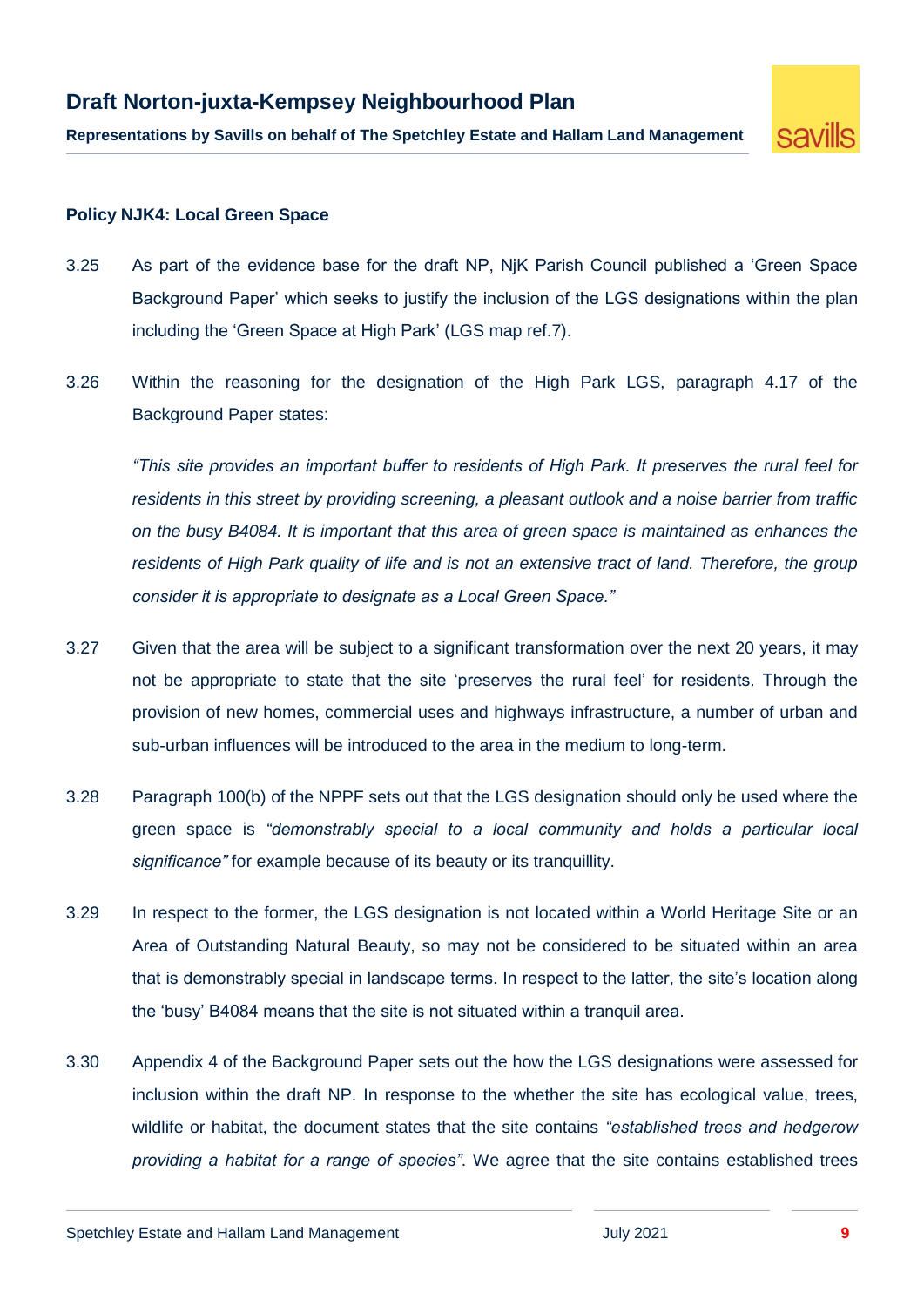### Policy NJK4: Local Green Space

3.25 As part of the evidence base for the draft NP, NjK Parish Council published a 'Green Space Background Paper' which seeks to justify the inclusion of the LGS designations within the plan including the 'Green Space at High Park' (LGS map ref.7).

3.26 Within the reasoning for the designation of the High Park LGS, paragraph 4.17 of the Background Paper states:

*"This site provides an important buffer to residents of High Park. It preserves the rural feel for residents in this street by providing screening, a pleasant outlook and a noise barrier from traffic on the busy B4084. It is important that this area of green space is maintained as enhances the residents of High Park quality of life and is not an extensive tract of land. Therefore, the group consider it is appropriate to designate as a Local Green Space."*

3.27 Given that the area will be subject to a significant transformation over the next 20 years, it may not be appropriate to state that the site 'preserves the rural feel' for residents. Through the provision of new homes, commercial uses and highways infrastructure, a number of urban and sub-urban influences will be introduced to the area in the medium to long-term.

3.28 Paragraph 100(b) of the NPPF sets out that the LGS designation should only be used where the green space is *"demonstrably special to a local community and holds a particular local significance"* for example because of its beauty or its tranquillity.

3.29 In respect to the former, the LGS designation is not located within a World Heritage Site or an Area of Outstanding Natural Beauty, so may not be considered to be situated within an area that is demonstrably special in landscape terms. In respect to the latter, the site's location along the 'busy' B4084 means that the site is not situated within a tranquil area.

3.30 Appendix 4 of the Background Paper sets out the how the LGS designations were assessed for inclusion within the draft NP. In response to the whether the site has ecological value, trees, wildlife or habitat, the document states that the site contains *"established trees and hedgerow providing a habitat for a range of species"*. We agree that the site contains established trees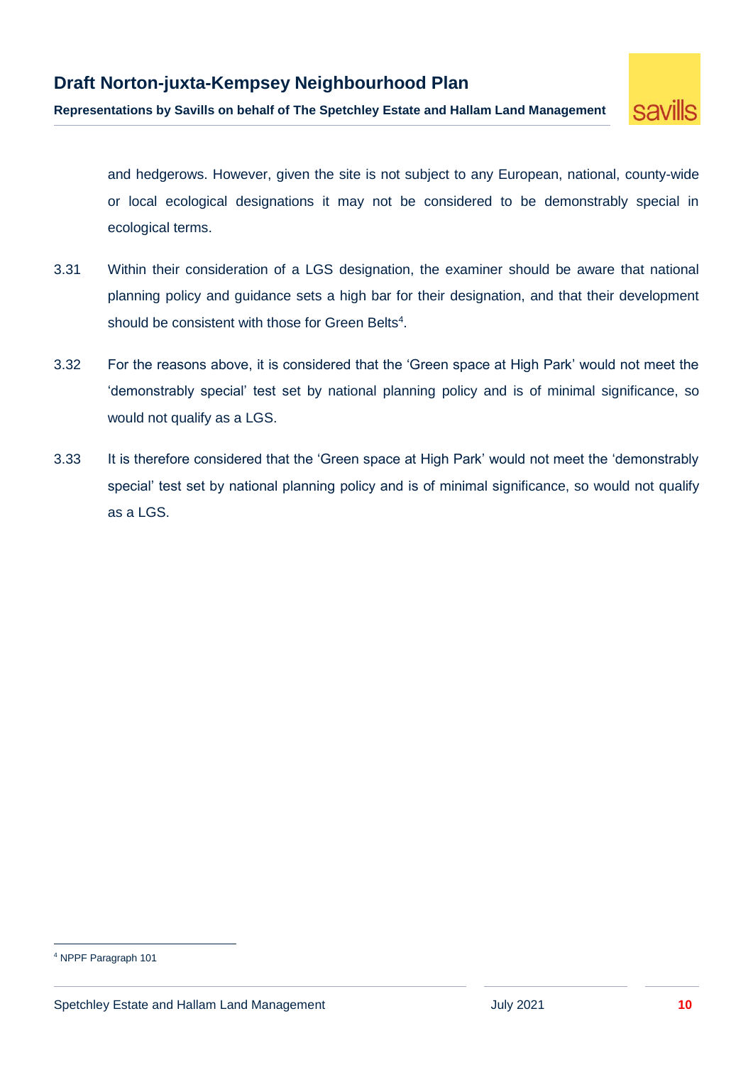and hedgerows. However, given the site is not subject to any European, national, county-wide or local ecological designations it may not be considered to be demonstrably special in ecological terms.

3.31 Within their consideration of a LGS designation, the examiner should be aware that national planning policy and guidance sets a high bar for their designation, and that their development should be consistent with those for Green Belts[4].

3.32 For the reasons above, it is considered that the 'Green space at High Park' would not meet the 'demonstrably special' test set by national planning policy and is of minimal significance, so would not qualify as a LGS.

3.33 It is therefore considered that the 'Green space at High Park' would not meet the 'demonstrably special' test set by national planning policy and is of minimal significance, so would not qualify as a LGS.

[4] NPPF Paragraph 101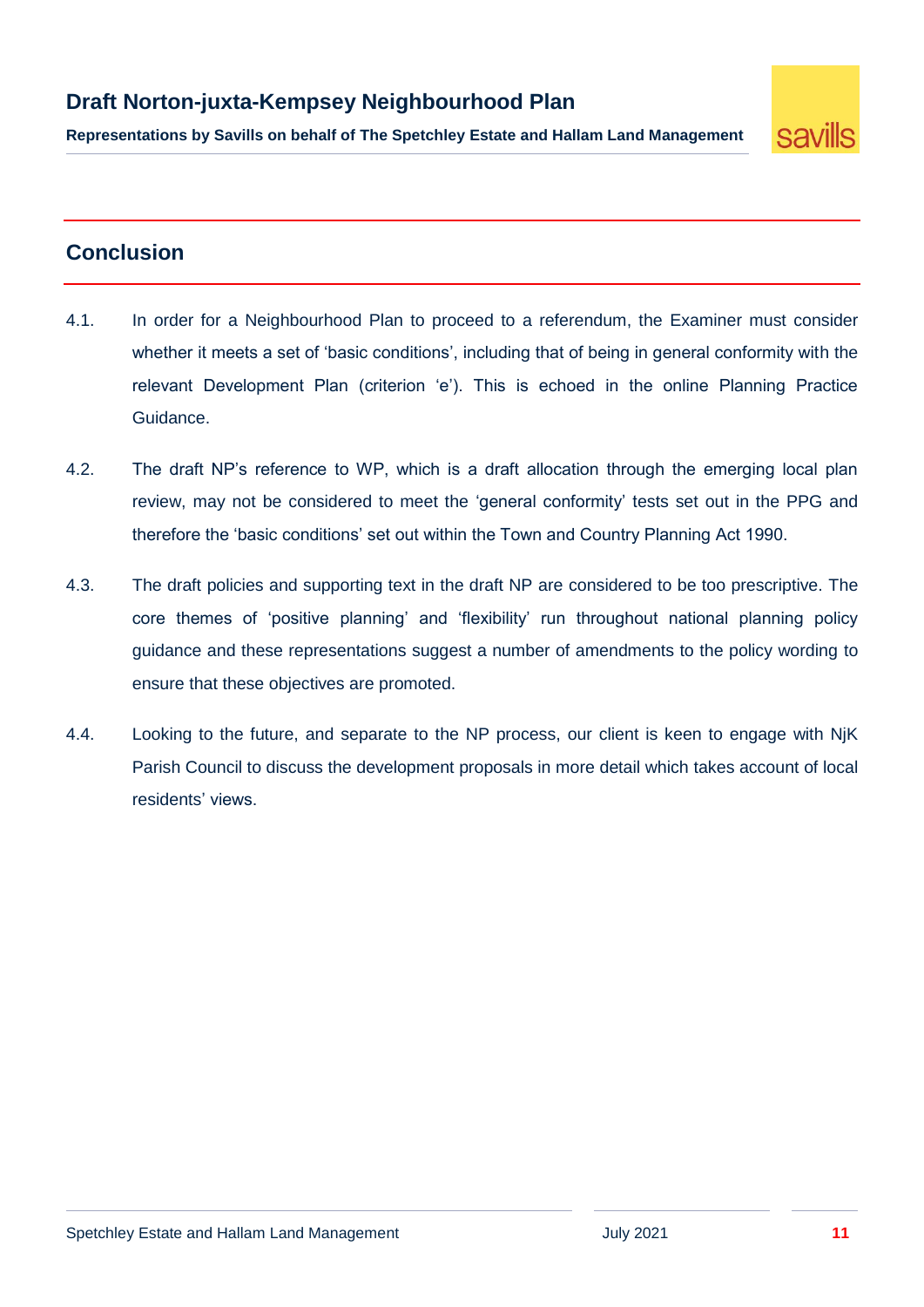## Conclusion

4.1. In order for a Neighbourhood Plan to proceed to a referendum, the Examiner must consider whether it meets a set of 'basic conditions', including that of being in general conformity with the relevant Development Plan (criterion 'e'). This is echoed in the online Planning Practice Guidance.

4.2. The draft NP's reference to WP, which is a draft allocation through the emerging local plan review, may not be considered to meet the 'general conformity' tests set out in the PPG and therefore the 'basic conditions' set out within the Town and Country Planning Act 1990.

4.3. The draft policies and supporting text in the draft NP are considered to be too prescriptive. The core themes of 'positive planning' and 'flexibility' run throughout national planning policy guidance and these representations suggest a number of amendments to the policy wording to ensure that these objectives are promoted.

4.4. Looking to the future, and separate to the NP process, our client is keen to engage with NjK Parish Council to discuss the development proposals in more detail which takes account of local residents' views.